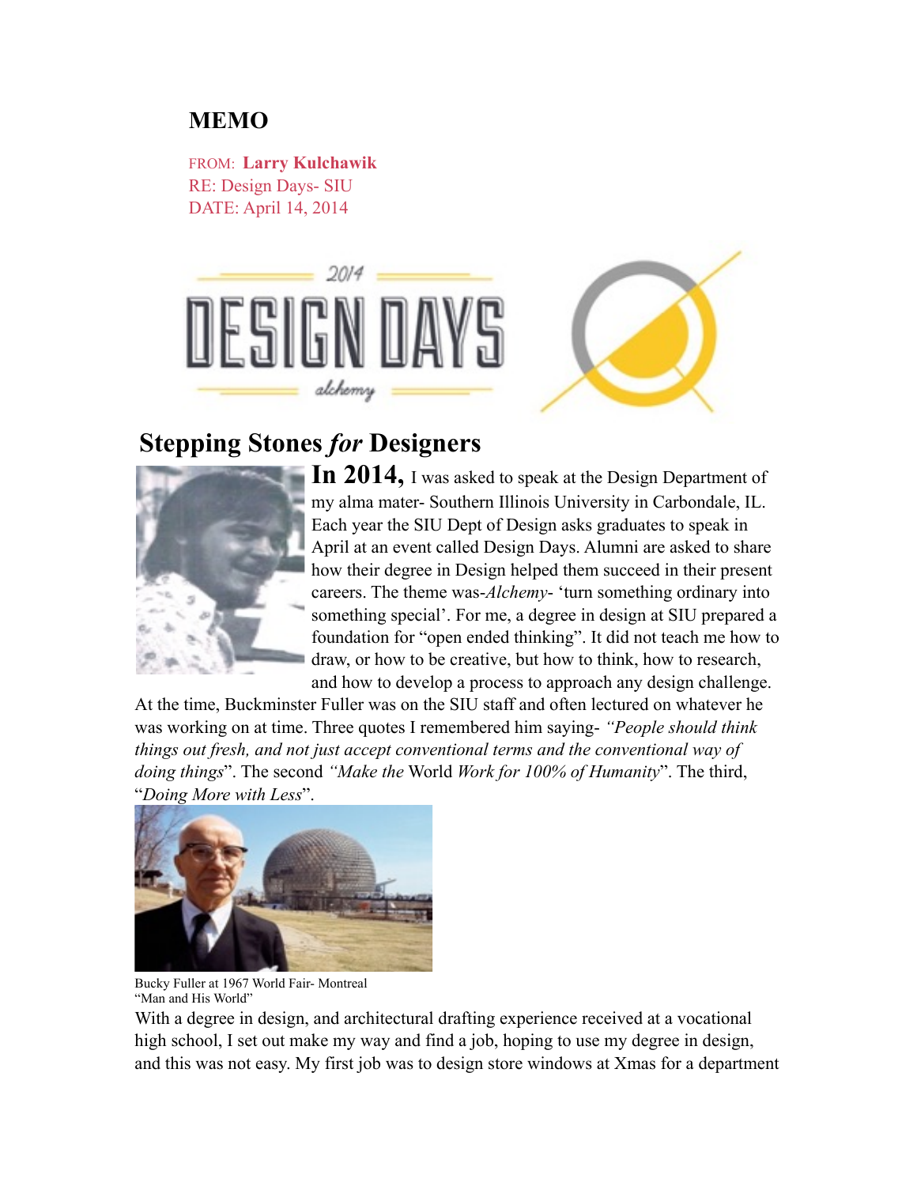# MEMO

FROM: **Larry Kulchawik**
RE: Design Days- SIU
DATE: April 14, 2014

## Stepping Stones *for* Designers

**In 2014,** I was asked to speak at the Design Department of my alma mater- Southern Illinois University in Carbondale, IL. Each year the SIU Dept of Design asks graduates to speak in April at an event called Design Days. Alumni are asked to share how their degree in Design helped them succeed in their present careers. The theme was-*Alchemy*- 'turn something ordinary into something special'. For me, a degree in design at SIU prepared a foundation for "open ended thinking". It did not teach me how to draw, or how to be creative, but how to think, how to research, and how to develop a process to approach any design challenge. At the time, Buckminster Fuller was on the SIU staff and often lectured on whatever he was working on at time. Three quotes I remembered him saying- *"People should think things out fresh, and not just accept conventional terms and the conventional way of doing things*". The second *"Make the* World *Work for 100% of Humanity*". The third, "*Doing More with Less*".

Bucky Fuller at 1967 World Fair- Montreal
"Man and His World"

With a degree in design, and architectural drafting experience received at a vocational high school, I set out make my way and find a job, hoping to use my degree in design, and this was not easy. My first job was to design store windows at Xmas for a department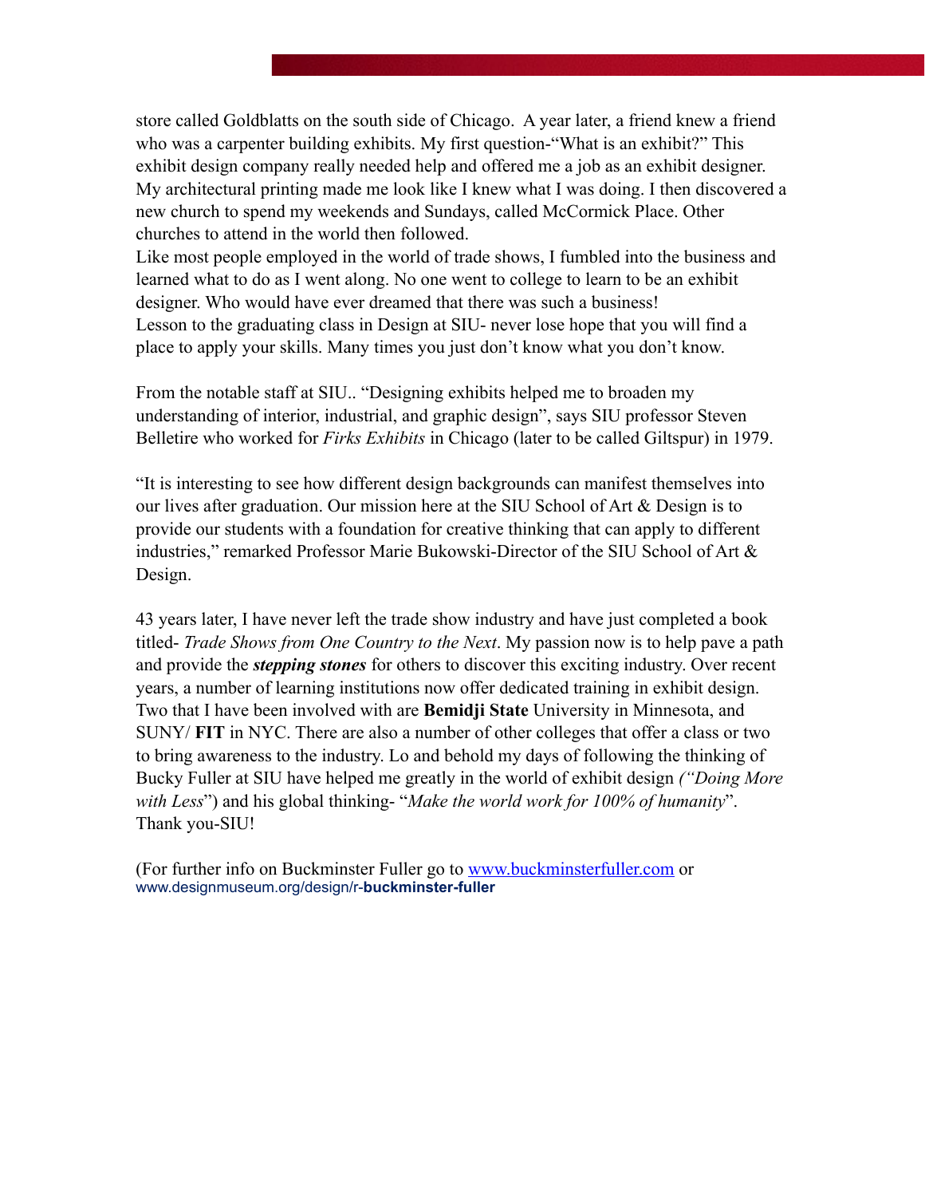store called Goldblatts on the south side of Chicago. A year later, a friend knew a friend who was a carpenter building exhibits. My first question-"What is an exhibit?" This exhibit design company really needed help and offered me a job as an exhibit designer. My architectural printing made me look like I knew what I was doing. I then discovered a new church to spend my weekends and Sundays, called McCormick Place. Other churches to attend in the world then followed.
Like most people employed in the world of trade shows, I fumbled into the business and learned what to do as I went along. No one went to college to learn to be an exhibit designer. Who would have ever dreamed that there was such a business!
Lesson to the graduating class in Design at SIU- never lose hope that you will find a place to apply your skills. Many times you just don't know what you don't know.

From the notable staff at SIU.. "Designing exhibits helped me to broaden my understanding of interior, industrial, and graphic design", says SIU professor Steven Belletire who worked for *Firks Exhibits* in Chicago (later to be called Giltspur) in 1979.

"It is interesting to see how different design backgrounds can manifest themselves into our lives after graduation. Our mission here at the SIU School of Art & Design is to provide our students with a foundation for creative thinking that can apply to different industries," remarked Professor Marie Bukowski-Director of the SIU School of Art & Design.

43 years later, I have never left the trade show industry and have just completed a book titled- *Trade Shows from One Country to the Next*. My passion now is to help pave a path and provide the ***stepping stones*** for others to discover this exciting industry. Over recent years, a number of learning institutions now offer dedicated training in exhibit design. Two that I have been involved with are **Bemidji State** University in Minnesota, and SUNY/ **FIT** in NYC. There are also a number of other colleges that offer a class or two to bring awareness to the industry. Lo and behold my days of following the thinking of Bucky Fuller at SIU have helped me greatly in the world of exhibit design *("Doing More with Less*") and his global thinking- "*Make the world work for 100% of humanity*". Thank you-SIU!

(For further info on Buckminster Fuller go to www.buckminsterfuller.com or www.designmuseum.org/design/r-**buckminster-fuller**